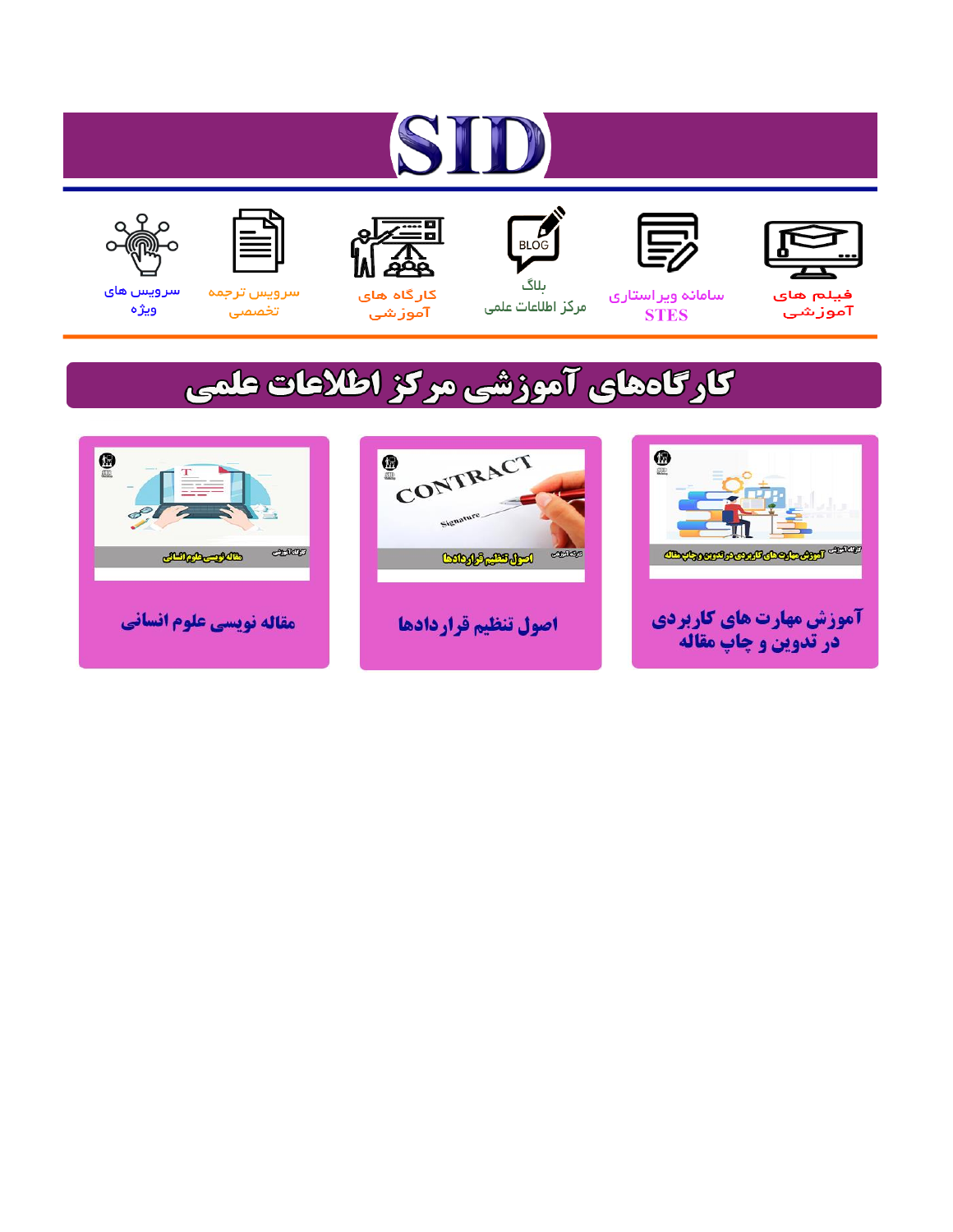# SID

فیلم های آموزشی

سامانه ویراستاری STES

بلاگ مرکز اطلاعات علمی

کارگاه های آموزشی

سرویس ترجمه تخصصی

سرویس های ویژه

## کارگاه‌های آموزشی مرکز اطلاعات علمی

آموزش مهارت های کاربردی در تدوین و چاپ مقاله

اصول تنظیم قراردادها

مقاله نویسی علوم انسانی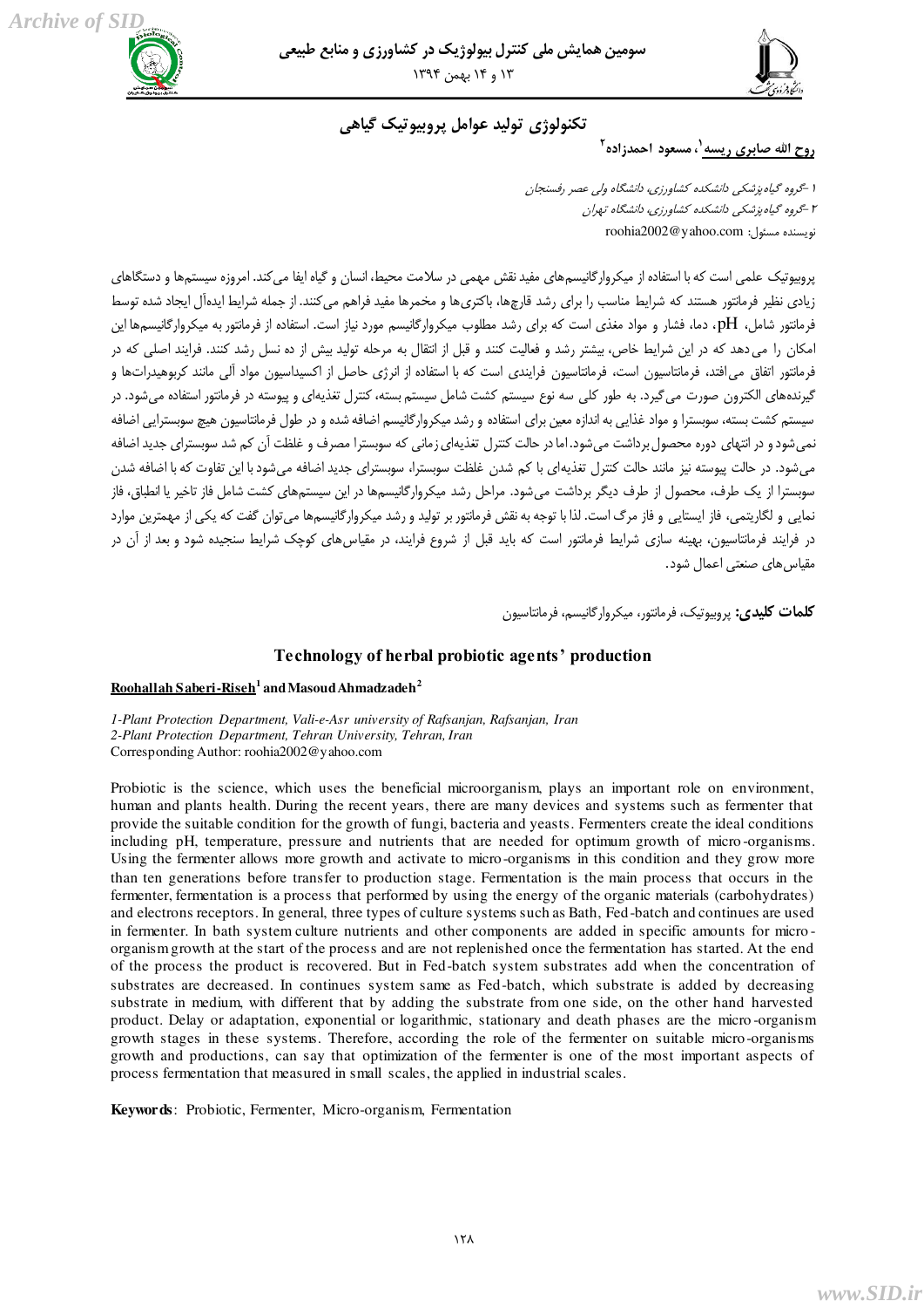# تکنولوژی تولید عوامل پروبیوتیک گیاهی

**روح الله صابری ریسه**[1]**، مسعود احمدزاده**[2]

*۱ -گروه گیاه‌پزشکی دانشکده کشاورزی، دانشگاه ولی عصر رفسنجان*

*۲ -گروه گیاه‌پزشکی دانشکده کشاورزی، دانشگاه تهران*

نویسنده مسئول: roohia2002@yahoo.com

پروبیوتیک علمی است که با استفاده از میکروارگانیسم‌های مفید نقش مهمی در سلامت محیط، انسان و گیاه ایفا می‌کند. امروزه سیستم‌ها و دستگاهای زیادی نظیر فرمانتور هستند که شرایط مناسب را برای رشد قارچ‌ها، باکتری‌ها و مخمرها مفید فراهم می‌کنند. از جمله شرایط ایده‌آل ایجاد شده توسط فرمانتور شامل، pH، دما، فشار و مواد مغذی است که برای رشد مطلوب میکروارگانیسم مورد نیاز است. استفاده از فرمانتور به میکروارگانیسم‌ها این امکان را می‌دهد که در این شرایط خاص، بیشتر رشد و فعالیت کنند و قبل از انتقال به مرحله تولید بیش از ده نسل رشد کنند. فرایند اصلی که در فرمانتور اتفاق می‌افتد، فرمانتاسیون است، فرمانتاسیون فرایندی است که با استفاده از انرژی حاصل از اکسیداسیون مواد آلی مانند کربوهیدرات‌ها و گیرنده‌های الکترون صورت می‌گیرد. به طور کلی سه نوع سیستم کشت شامل سیستم بسته، کنترل تغذیه‌ای و پیوسته در فرمانتور استفاده می‌شود. در سیستم کشت بسته، سوبسترا و مواد غذایی به اندازه معین برای استفاده و رشد میکروارگانیسم اضافه شده و در طول فرمانتاسیون هیچ سوبسترایی اضافه نمی‌شود و در انتهای دوره محصول برداشت می‌شود. اما در حالت کنترل تغذیه‌ای زمانی که سوبسترا مصرف و غلظت آن کم شد سوبسترای جدید اضافه می‌شود. در حالت پیوسته نیز مانند حالت کنترل تغذیه‌ای با کم شدن غلظت سوبسترا، سوبسترای جدید اضافه می‌شود با این تفاوت که با اضافه شدن سوبسترا از یک طرف، محصول از طرف دیگر برداشت می‌شود. مراحل رشد میکروارگانیسم‌ها در این سیستم‌های کشت شامل فاز تاخیر یا انطباق، فاز نمایی و لگاریتمی، فاز ایستایی و فاز مرگ است. لذا با توجه به نقش فرمانتور بر تولید و رشد میکروارگانیسم‌ها می‌توان گفت که یکی از مهمترین موارد در فرایند فرمانتاسیون، بهینه سازی شرایط فرمانتور است که باید قبل از شروع فرایند، در مقیاس‌های کوچک شرایط سنجیده شود و بعد از آن در مقیاس‌های صنعتی اعمال شود.

**کلمات کلیدی:** پروبیوتیک، فرمانتور، میکروارگانیسم، فرمانتاسیون

## Technology of herbal probiotic agents' production

**Roohallah Saberi-Riseh**[1] **and Masoud Ahmadzadeh**[2]

*1-Plant Protection Department, Vali-e-Asr university of Rafsanjan, Rafsanjan, Iran*
*2-Plant Protection Department, Tehran University, Tehran, Iran*
Corresponding Author: roohia2002@yahoo.com

Probiotic is the science, which uses the beneficial microorganism, plays an important role on environment, human and plants health. During the recent years, there are many devices and systems such as fermenter that provide the suitable condition for the growth of fungi, bacteria and yeasts. Fermenters create the ideal conditions including pH, temperature, pressure and nutrients that are needed for optimum growth of micro-organisms. Using the fermenter allows more growth and activate to micro-organisms in this condition and they grow more than ten generations before transfer to production stage. Fermentation is the main process that occurs in the fermenter, fermentation is a process that performed by using the energy of the organic materials (carbohydrates) and electrons receptors. In general, three types of culture systems such as Bath, Fed-batch and continues are used in fermenter. In bath system culture nutrients and other components are added in specific amounts for micro-organism growth at the start of the process and are not replenished once the fermentation has started. At the end of the process the product is recovered. But in Fed-batch system substrates add when the concentration of substrates are decreased. In continues system same as Fed-batch, which substrate is added by decreasing substrate in medium, with different that by adding the substrate from one side, on the other hand harvested product. Delay or adaptation, exponential or logarithmic, stationary and death phases are the micro-organism growth stages in these systems. Therefore, according the role of the fermenter on suitable micro-organisms growth and productions, can say that optimization of the fermenter is one of the most important aspects of process fermentation that measured in small scales, the applied in industrial scales.

**Keywords**: Probiotic, Fermenter, Micro-organism, Fermentation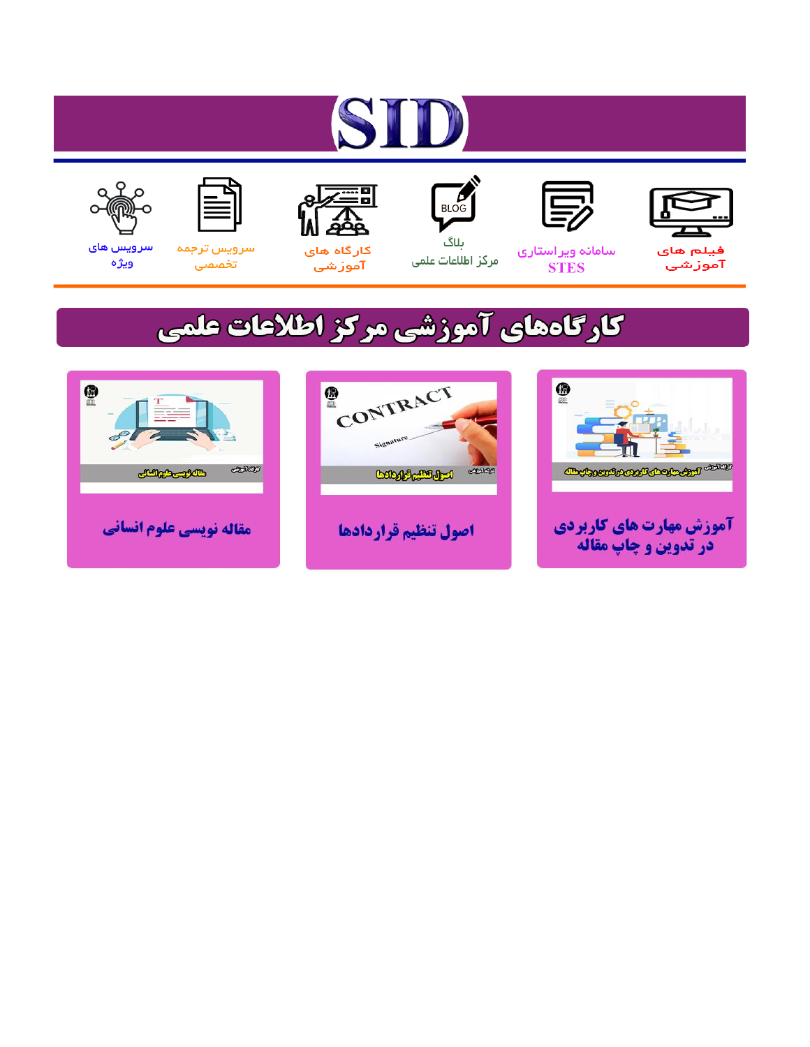SID

فیلم های آموزشی

سامانه ویراستاری STES

بلاگ مرکز اطلاعات علمی

کارگاه های آموزشی

سرویس ترجمه تخصصی

سرویس های ویژه

# کارگاه‌های آموزشی مرکز اطلاعات علمی

آموزش مهارت های کاربردی در تدوین و چاپ مقاله

اصول تنظیم قراردادها

مقاله نویسی علوم انسانی